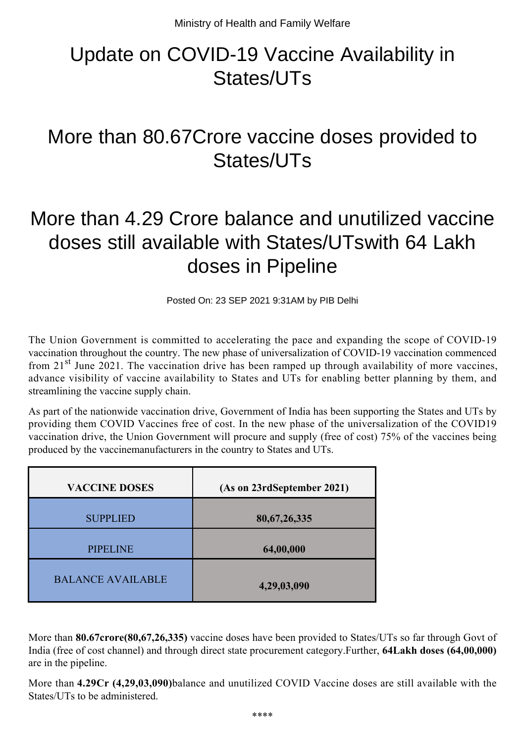Ministry of Health and Family Welfare

# Update on COVID-19 Vaccine Availability in States/UTs

## More than 80.67Crore vaccine doses provided to States/UTs

## More than 4.29 Crore balance and unutilized vaccine doses still available with States/UTswith 64 Lakh doses in Pipeline

Posted On: 23 SEP 2021 9:31AM by PIB Delhi

The Union Government is committed to accelerating the pace and expanding the scope of COVID-19 vaccination throughout the country. The new phase of universalization of COVID-19 vaccination commenced from 21st June 2021. The vaccination drive has been ramped up through availability of more vaccines, advance visibility of vaccine availability to States and UTs for enabling better planning by them, and streamlining the vaccine supply chain.

As part of the nationwide vaccination drive, Government of India has been supporting the States and UTs by providing them COVID Vaccines free of cost. In the new phase of the universalization of the COVID19 vaccination drive, the Union Government will procure and supply (free of cost) 75% of the vaccines being produced by the vaccinemanufacturers in the country to States and UTs.

| VACCINE DOSES | (As on 23rdSeptember 2021) |
|---|---|
| SUPPLIED | **80,67,26,335** |
| PIPELINE | **64,00,000** |
| BALANCE AVAILABLE | **4,29,03,090** |

More than **80.67crore(80,67,26,335)** vaccine doses have been provided to States/UTs so far through Govt of India (free of cost channel) and through direct state procurement category.Further, **64Lakh doses (64,00,000)** are in the pipeline.

More than **4.29Cr (4,29,03,090)**balance and unutilized COVID Vaccine doses are still available with the States/UTs to be administered.

****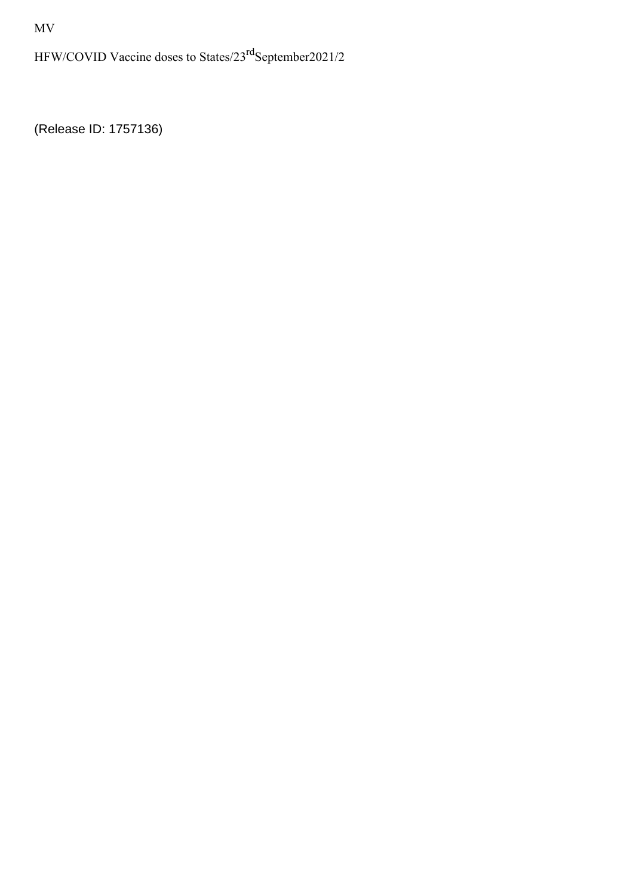MV

HFW/COVID Vaccine doses to States/23rdSeptember2021/2

(Release ID: 1757136)